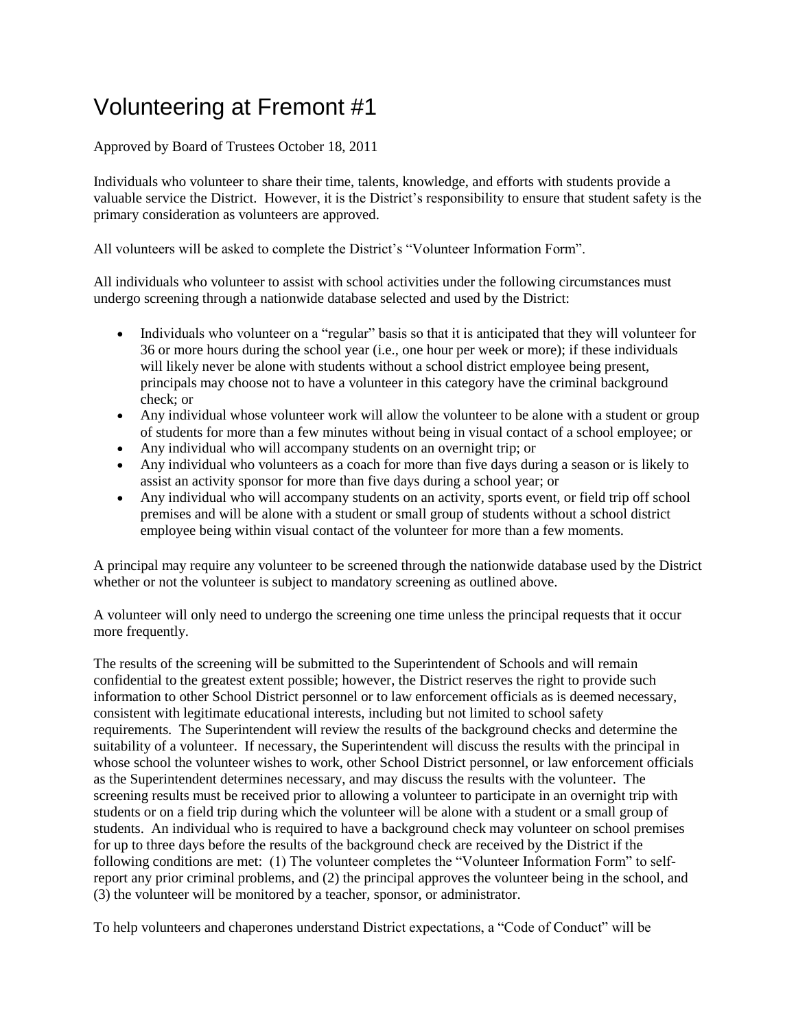# Volunteering at Fremont #1

Approved by Board of Trustees October 18, 2011

Individuals who volunteer to share their time, talents, knowledge, and efforts with students provide a valuable service the District. However, it is the District's responsibility to ensure that student safety is the primary consideration as volunteers are approved.

All volunteers will be asked to complete the District's "Volunteer Information Form".

All individuals who volunteer to assist with school activities under the following circumstances must undergo screening through a nationwide database selected and used by the District:

- Individuals who volunteer on a "regular" basis so that it is anticipated that they will volunteer for 36 or more hours during the school year (i.e., one hour per week or more); if these individuals will likely never be alone with students without a school district employee being present, principals may choose not to have a volunteer in this category have the criminal background check; or
- Any individual whose volunteer work will allow the volunteer to be alone with a student or group of students for more than a few minutes without being in visual contact of a school employee; or
- Any individual who will accompany students on an overnight trip; or
- Any individual who volunteers as a coach for more than five days during a season or is likely to assist an activity sponsor for more than five days during a school year; or
- Any individual who will accompany students on an activity, sports event, or field trip off school premises and will be alone with a student or small group of students without a school district employee being within visual contact of the volunteer for more than a few moments.

A principal may require any volunteer to be screened through the nationwide database used by the District whether or not the volunteer is subject to mandatory screening as outlined above.

A volunteer will only need to undergo the screening one time unless the principal requests that it occur more frequently.

The results of the screening will be submitted to the Superintendent of Schools and will remain confidential to the greatest extent possible; however, the District reserves the right to provide such information to other School District personnel or to law enforcement officials as is deemed necessary, consistent with legitimate educational interests, including but not limited to school safety requirements. The Superintendent will review the results of the background checks and determine the suitability of a volunteer. If necessary, the Superintendent will discuss the results with the principal in whose school the volunteer wishes to work, other School District personnel, or law enforcement officials as the Superintendent determines necessary, and may discuss the results with the volunteer. The screening results must be received prior to allowing a volunteer to participate in an overnight trip with students or on a field trip during which the volunteer will be alone with a student or a small group of students. An individual who is required to have a background check may volunteer on school premises for up to three days before the results of the background check are received by the District if the following conditions are met: (1) The volunteer completes the "Volunteer Information Form" to self-report any prior criminal problems, and (2) the principal approves the volunteer being in the school, and (3) the volunteer will be monitored by a teacher, sponsor, or administrator.

To help volunteers and chaperones understand District expectations, a "Code of Conduct" will be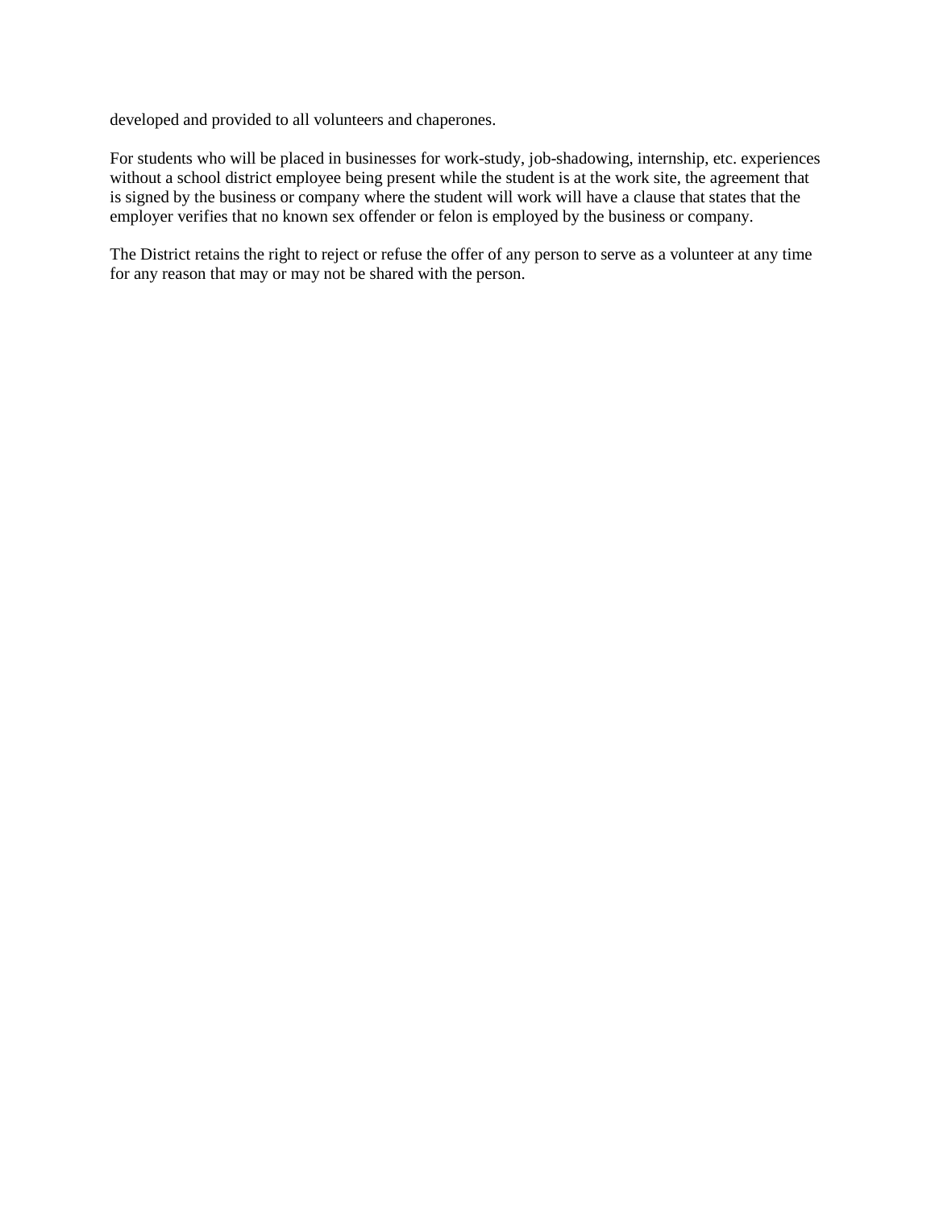developed and provided to all volunteers and chaperones.

For students who will be placed in businesses for work-study, job-shadowing, internship, etc. experiences without a school district employee being present while the student is at the work site, the agreement that is signed by the business or company where the student will work will have a clause that states that the employer verifies that no known sex offender or felon is employed by the business or company.

The District retains the right to reject or refuse the offer of any person to serve as a volunteer at any time for any reason that may or may not be shared with the person.